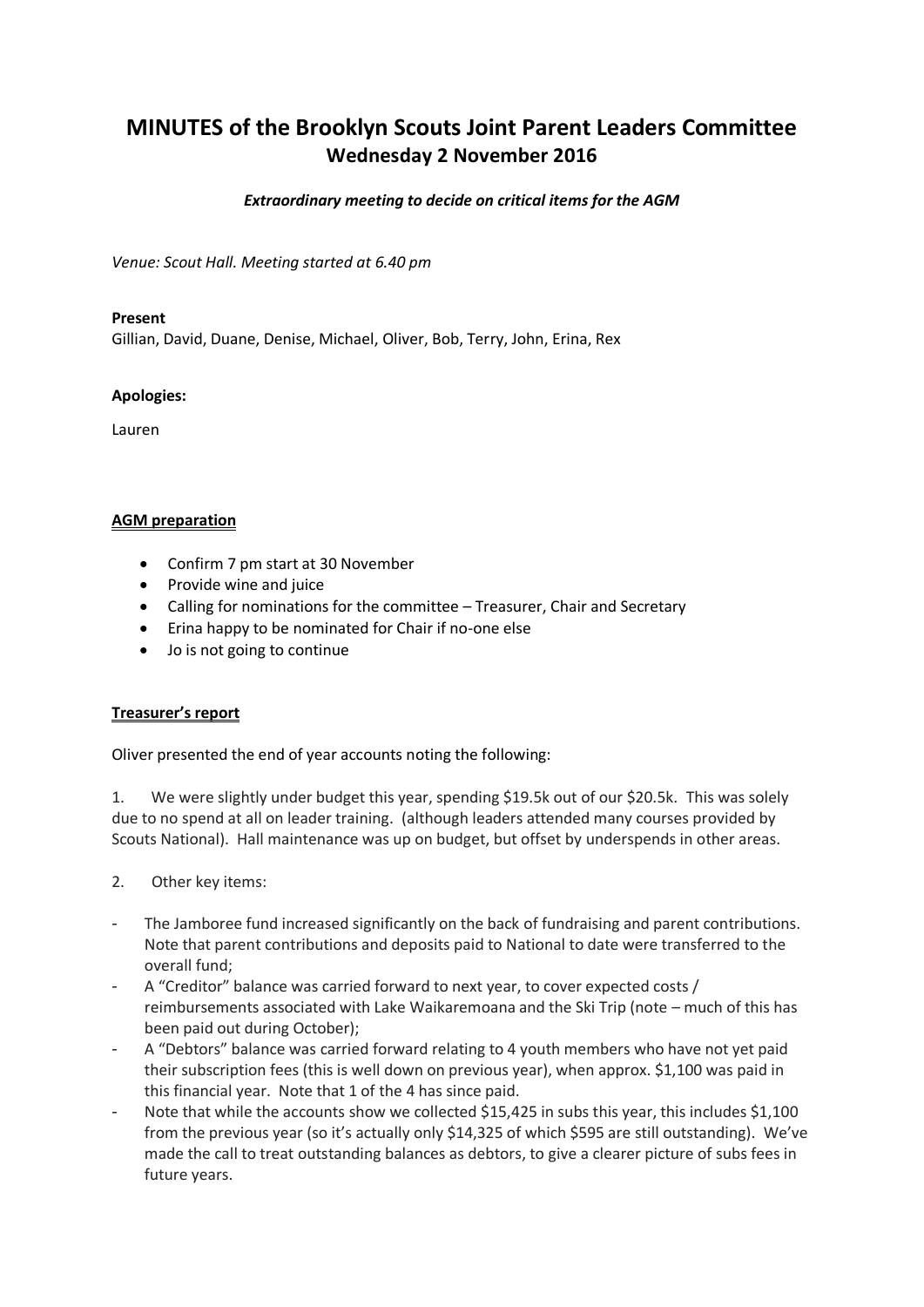# MINUTES of the Brooklyn Scouts Joint Parent Leaders Committee
## Wednesday 2 November 2016

***Extraordinary meeting to decide on critical items for the AGM***

*Venue: Scout Hall. Meeting started at 6.40 pm*

**Present**

Gillian, David, Duane, Denise, Michael, Oliver, Bob, Terry, John, Erina, Rex

**Apologies:**

Lauren

**<u>AGM preparation</u>**

- Confirm 7 pm start at 30 November
- Provide wine and juice
- Calling for nominations for the committee – Treasurer, Chair and Secretary
- Erina happy to be nominated for Chair if no-one else
- Jo is not going to continue

**<u>Treasurer's report</u>**

Oliver presented the end of year accounts noting the following:

1. We were slightly under budget this year, spending $19.5k out of our $20.5k. This was solely due to no spend at all on leader training. (although leaders attended many courses provided by Scouts National). Hall maintenance was up on budget, but offset by underspends in other areas.

2. Other key items:

- The Jamboree fund increased significantly on the back of fundraising and parent contributions. Note that parent contributions and deposits paid to National to date were transferred to the overall fund;
- A "Creditor" balance was carried forward to next year, to cover expected costs / reimbursements associated with Lake Waikaremoana and the Ski Trip (note – much of this has been paid out during October);
- A "Debtors" balance was carried forward relating to 4 youth members who have not yet paid their subscription fees (this is well down on previous year), when approx. $1,100 was paid in this financial year. Note that 1 of the 4 has since paid.
- Note that while the accounts show we collected $15,425 in subs this year, this includes $1,100 from the previous year (so it's actually only $14,325 of which $595 are still outstanding). We've made the call to treat outstanding balances as debtors, to give a clearer picture of subs fees in future years.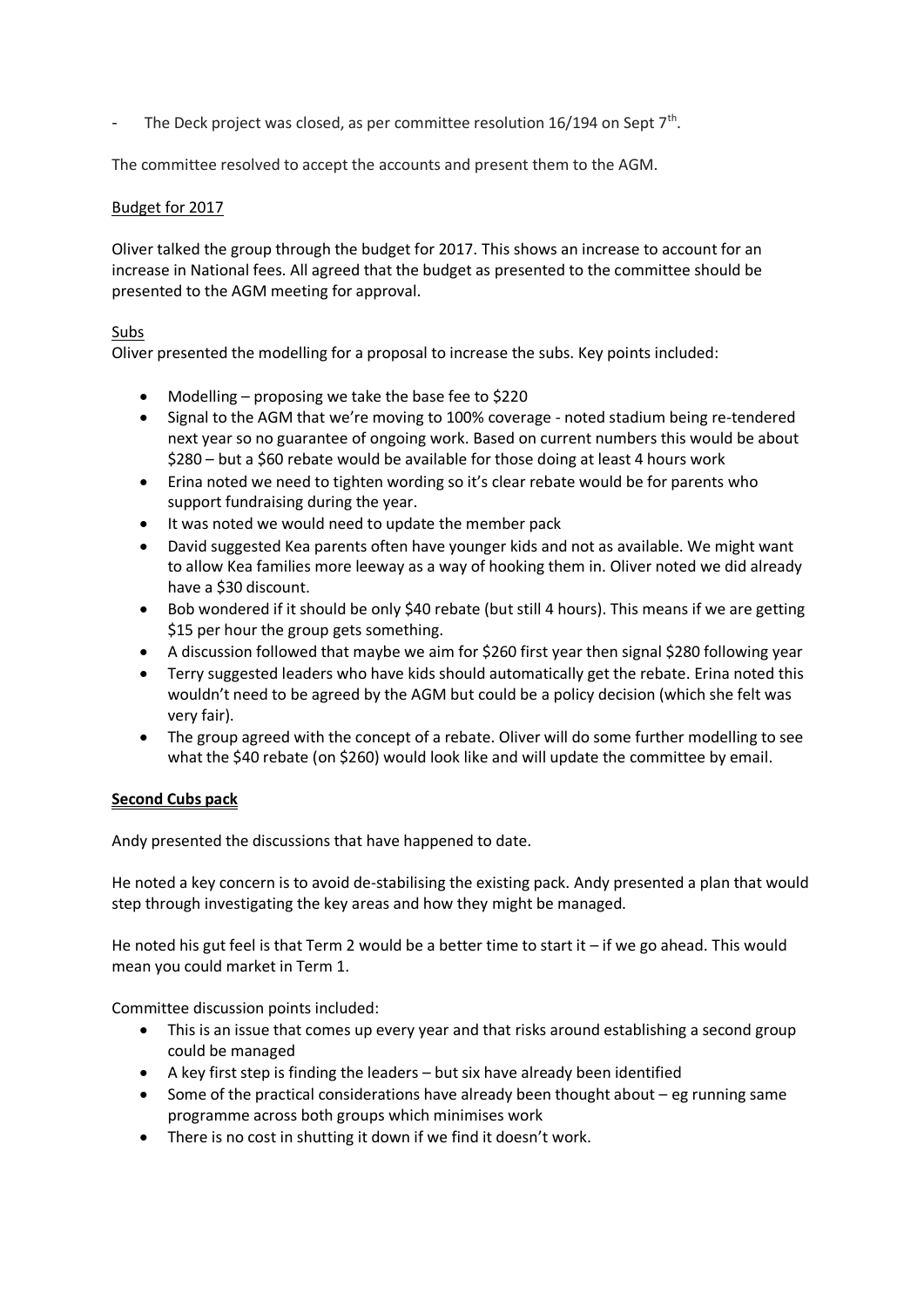- The Deck project was closed, as per committee resolution 16/194 on Sept 7th.

The committee resolved to accept the accounts and present them to the AGM.

Budget for 2017

Oliver talked the group through the budget for 2017. This shows an increase to account for an increase in National fees. All agreed that the budget as presented to the committee should be presented to the AGM meeting for approval.

Subs

Oliver presented the modelling for a proposal to increase the subs. Key points included:

- Modelling – proposing we take the base fee to $220
- Signal to the AGM that we're moving to 100% coverage - noted stadium being re-tendered next year so no guarantee of ongoing work. Based on current numbers this would be about $280 – but a $60 rebate would be available for those doing at least 4 hours work
- Erina noted we need to tighten wording so it's clear rebate would be for parents who support fundraising during the year.
- It was noted we would need to update the member pack
- David suggested Kea parents often have younger kids and not as available. We might want to allow Kea families more leeway as a way of hooking them in. Oliver noted we did already have a $30 discount.
- Bob wondered if it should be only $40 rebate (but still 4 hours). This means if we are getting $15 per hour the group gets something.
- A discussion followed that maybe we aim for $260 first year then signal $280 following year
- Terry suggested leaders who have kids should automatically get the rebate. Erina noted this wouldn't need to be agreed by the AGM but could be a policy decision (which she felt was very fair).
- The group agreed with the concept of a rebate. Oliver will do some further modelling to see what the $40 rebate (on $260) would look like and will update the committee by email.

**Second Cubs pack**

Andy presented the discussions that have happened to date.

He noted a key concern is to avoid de-stabilising the existing pack. Andy presented a plan that would step through investigating the key areas and how they might be managed.

He noted his gut feel is that Term 2 would be a better time to start it – if we go ahead. This would mean you could market in Term 1.

Committee discussion points included:

- This is an issue that comes up every year and that risks around establishing a second group could be managed
- A key first step is finding the leaders – but six have already been identified
- Some of the practical considerations have already been thought about – eg running same programme across both groups which minimises work
- There is no cost in shutting it down if we find it doesn't work.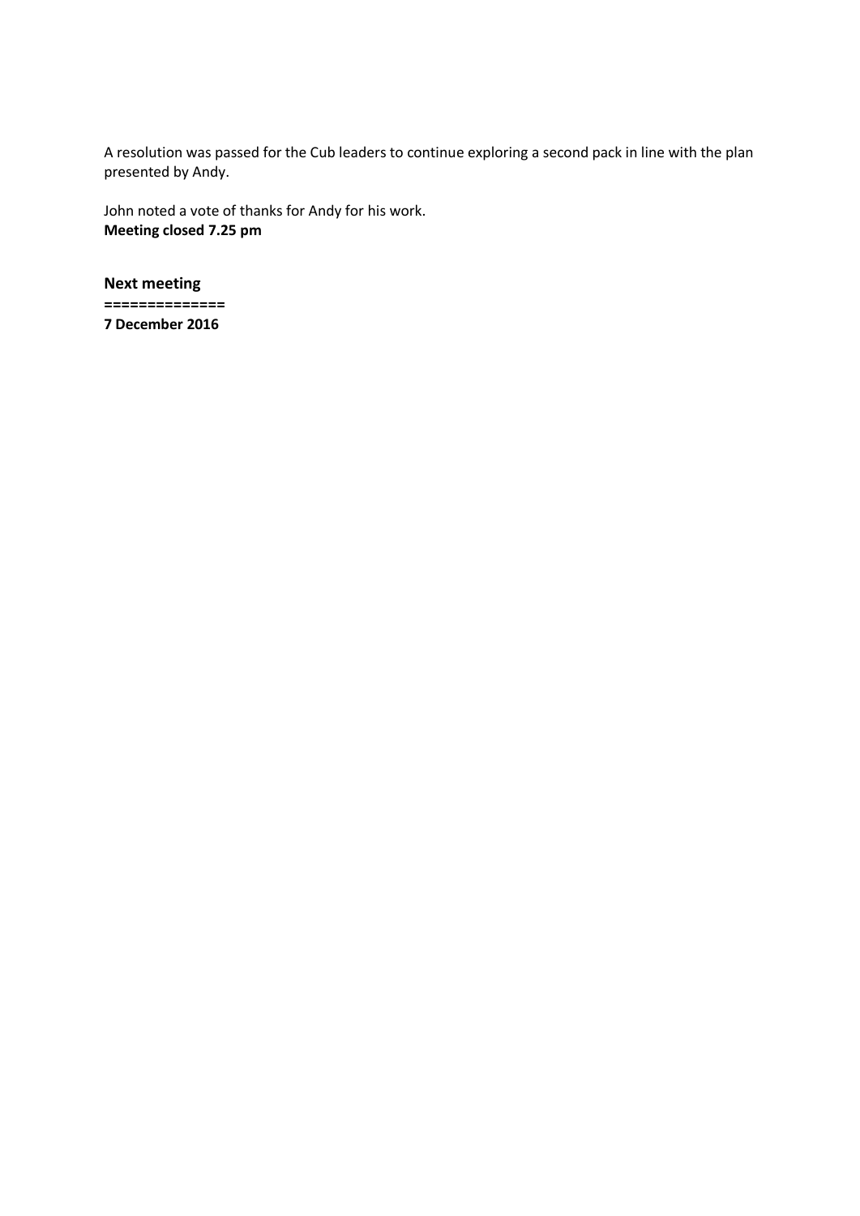A resolution was passed for the Cub leaders to continue exploring a second pack in line with the plan presented by Andy.

John noted a vote of thanks for Andy for his work.
**Meeting closed 7.25 pm**

**Next meeting**
**=============**
**7 December 2016**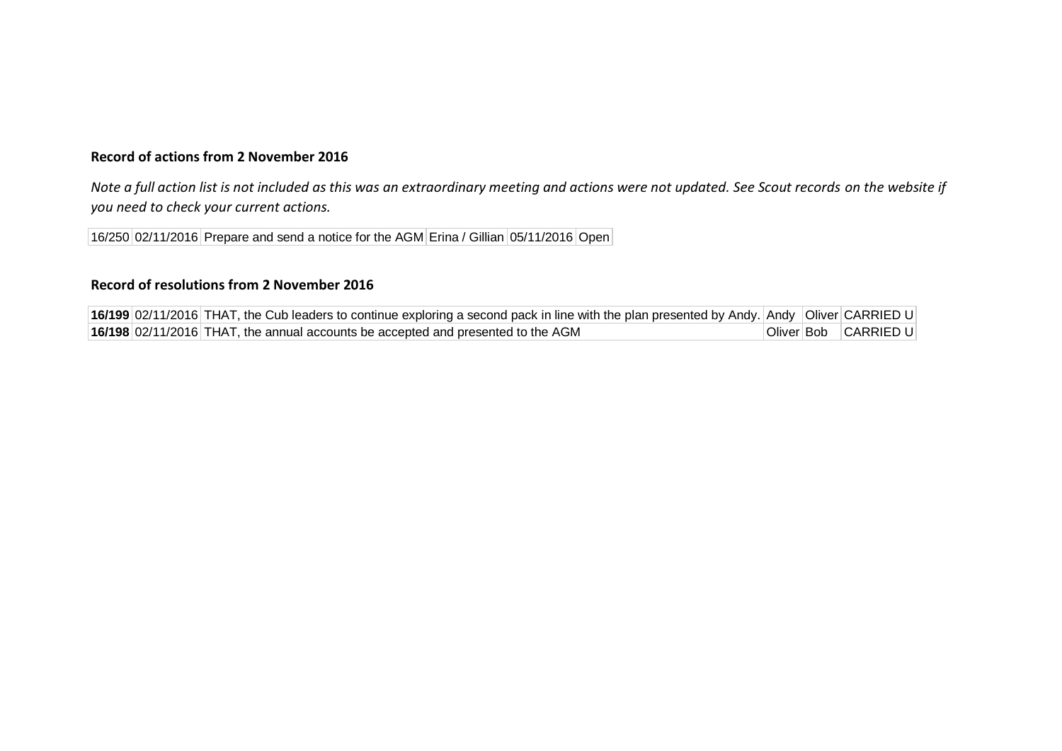### Record of actions from 2 November 2016

*Note a full action list is not included as this was an extraordinary meeting and actions were not updated. See Scout records on the website if you need to check your current actions.*

| | | | | | |
|---|---|---|---|---|---|
| 16/250 | 02/11/2016 | Prepare and send a notice for the AGM | Erina / Gillian | 05/11/2016 | Open |

### Record of resolutions from 2 November 2016

| | | | | | |
|---|---|---|---|---|---|
| **16/199** | 02/11/2016 | THAT, the Cub leaders to continue exploring a second pack in line with the plan presented by Andy. | Andy | Oliver | CARRIED U |
| **16/198** | 02/11/2016 | THAT, the annual accounts be accepted and presented to the AGM | Oliver | Bob | CARRIED U |